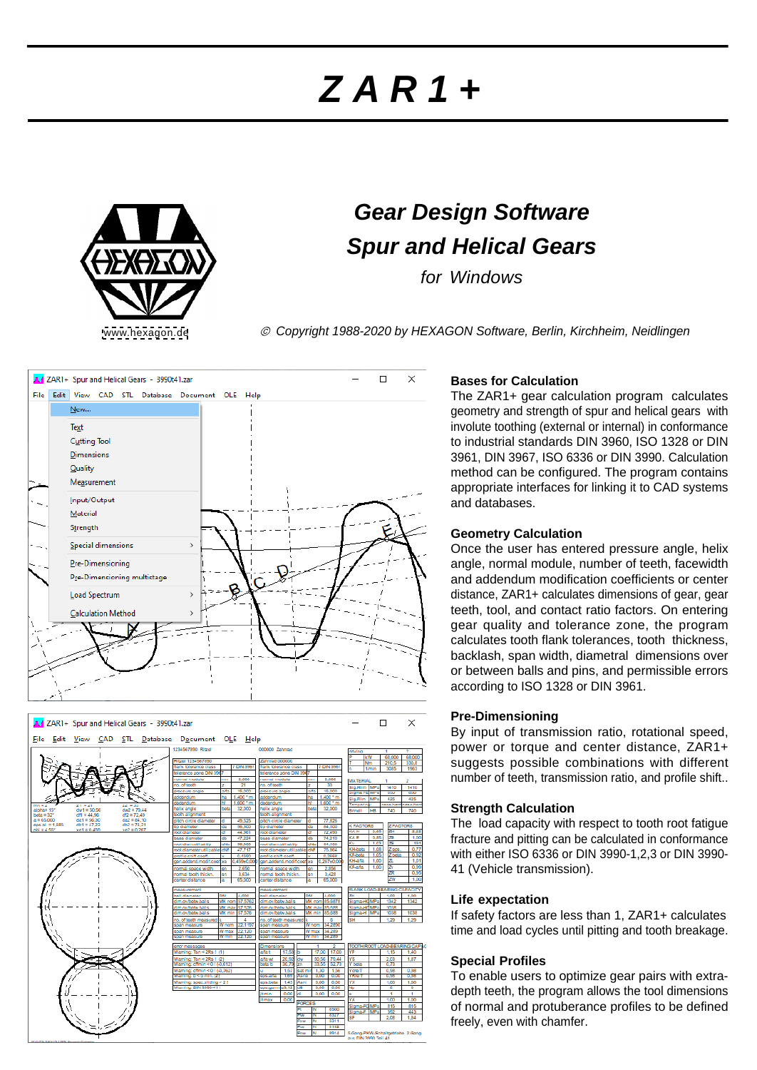# Z A R 1 +

www.hexagon.de

## Gear Design Software

## Spur and Helical Gears

*for Windows*

*© Copyright 1988-2020 by HEXAGON Software, Berlin, Kirchheim, Neidlingen*

### Bases for Calculation

The ZAR1+ gear calculation program calculates geometry and strength of spur and helical gears with involute toothing (external or internal) in conformance to industrial standards DIN 3960, ISO 1328 or DIN 3961, DIN 3967, ISO 6336 or DIN 3990. Calculation method can be configured. The program contains appropriate interfaces for linking it to CAD systems and databases.

### Geometry Calculation

Once the user has entered pressure angle, helix angle, normal module, number of teeth, facewidth and addendum modification coefficients or center distance, ZAR1+ calculates dimensions of gear, gear teeth, tool, and contact ratio factors. On entering gear quality and tolerance zone, the program calculates tooth flank tolerances, tooth thickness, backlash, span width, diametral dimensions over or between balls and pins, and permissible errors according to ISO 1328 or DIN 3961.

### Pre-Dimensioning

By input of transmission ratio, rotational speed, power or torque and center distance, ZAR1+ suggests possible combinations with different number of teeth, transmission ratio, and profile shift..

### Strength Calculation

The load capacity with respect to tooth root fatigue fracture and pitting can be calculated in conformance with either ISO 6336 or DIN 3990-1,2,3 or DIN 3990-41 (Vehicle transmission).

### Life expectation

If safety factors are less than 1, ZAR1+ calculates time and load cycles until pitting and tooth breakage.

### Special Profiles

To enable users to optimize gear pairs with extra-depth teeth, the program allows the tool dimensions of normal and protuberance profiles to be defined freely, even with chamfer.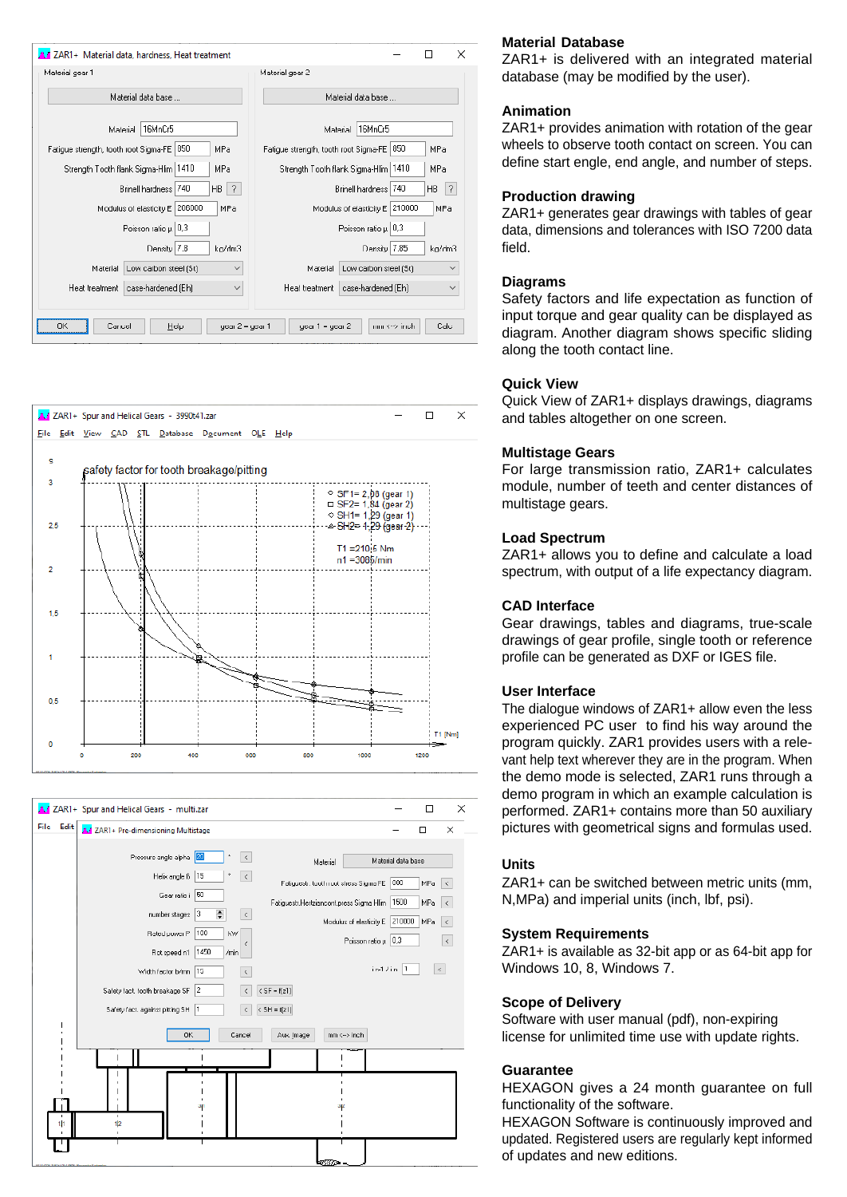## Material Database

ZAR1+ is delivered with an integrated material database (may be modified by the user).

## Animation

ZAR1+ provides animation with rotation of the gear wheels to observe tooth contact on screen. You can define start engle, end angle, and number of steps.

## Production drawing

ZAR1+ generates gear drawings with tables of gear data, dimensions and tolerances with ISO 7200 data field.

## Diagrams

Safety factors and life expectation as function of input torque and gear quality can be displayed as diagram. Another diagram shows specific sliding along the tooth contact line.

## Quick View

Quick View of ZAR1+ displays drawings, diagrams and tables altogether on one screen.

## Multistage Gears

For large transmission ratio, ZAR1+ calculates module, number of teeth and center distances of multistage gears.

## Load Spectrum

ZAR1+ allows you to define and calculate a load spectrum, with output of a life expectancy diagram.

## CAD Interface

Gear drawings, tables and diagrams, true-scale drawings of gear profile, single tooth or reference profile can be generated as DXF or IGES file.

## User Interface

The dialogue windows of ZAR1+ allow even the less experienced PC user to find his way around the program quickly. ZAR1 provides users with a relevant help text wherever they are in the program. When the demo mode is selected, ZAR1 runs through a demo program in which an example calculation is performed. ZAR1+ contains more than 50 auxiliary pictures with geometrical signs and formulas used.

## Units

ZAR1+ can be switched between metric units (mm, N,MPa) and imperial units (inch, lbf, psi).

## System Requirements

ZAR1+ is available as 32-bit app or as 64-bit app for Windows 10, 8, Windows 7.

## Scope of Delivery

Software with user manual (pdf), non-expiring license for unlimited time use with update rights.

## Guarantee

HEXAGON gives a 24 month guarantee on full functionality of the software.

HEXAGON Software is continuously improved and updated. Registered users are regularly kept informed of updates and new editions.